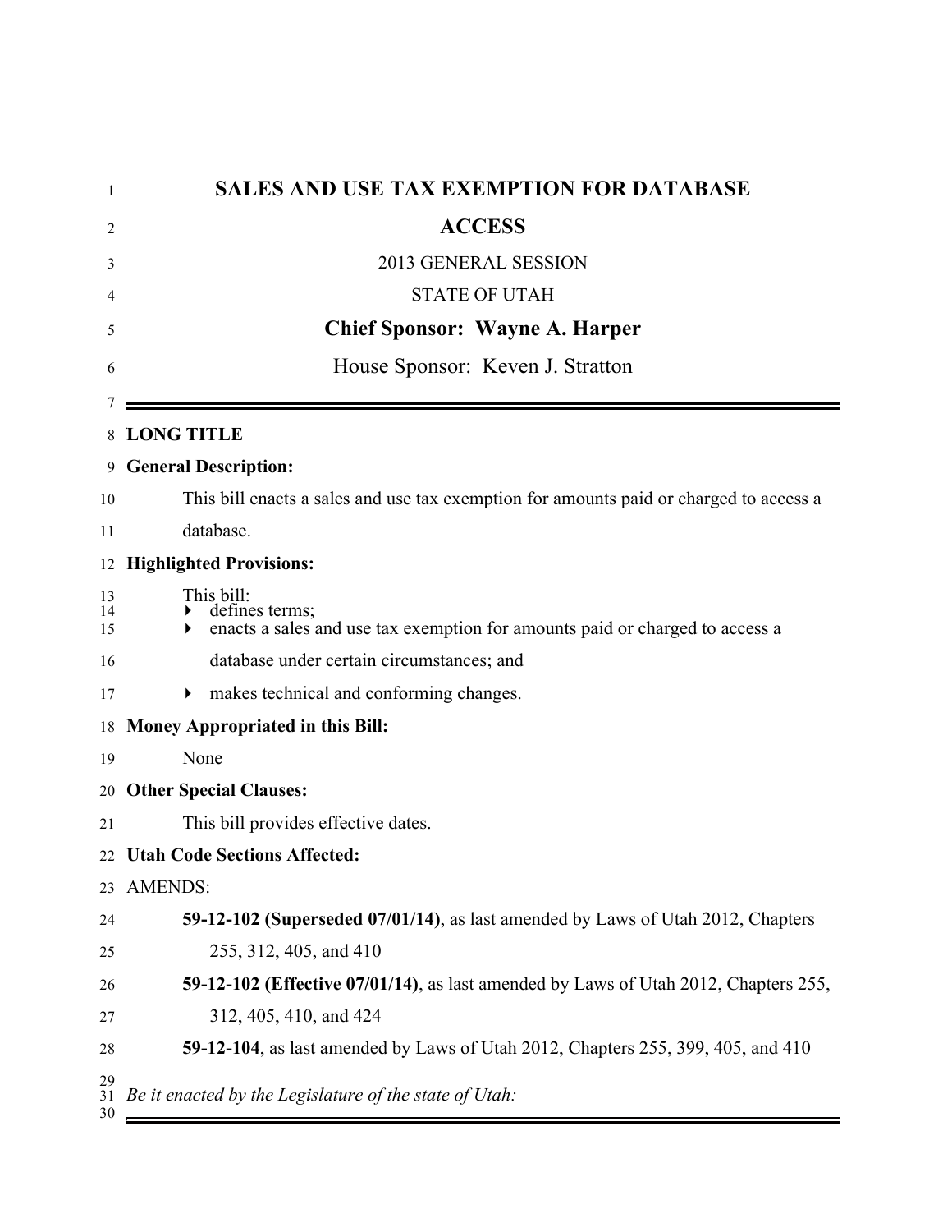# SALES AND USE TAX EXEMPTION FOR DATABASE ACCESS

2013 GENERAL SESSION

STATE OF UTAH

**Chief Sponsor: Wayne A. Harper**

House Sponsor: Keven J. Stratton

---

**LONG TITLE**

**General Description:**

This bill enacts a sales and use tax exemption for amounts paid or charged to access a database.

**Highlighted Provisions:**

This bill:

- defines terms;
- enacts a sales and use tax exemption for amounts paid or charged to access a database under certain circumstances; and
- makes technical and conforming changes.

**Money Appropriated in this Bill:**

None

**Other Special Clauses:**

This bill provides effective dates.

**Utah Code Sections Affected:**

AMENDS:

**59-12-102 (Superseded 07/01/14)**, as last amended by Laws of Utah 2012, Chapters 255, 312, 405, and 410

**59-12-102 (Effective 07/01/14)**, as last amended by Laws of Utah 2012, Chapters 255, 312, 405, 410, and 424

**59-12-104**, as last amended by Laws of Utah 2012, Chapters 255, 399, 405, and 410

*Be it enacted by the Legislature of the state of Utah:*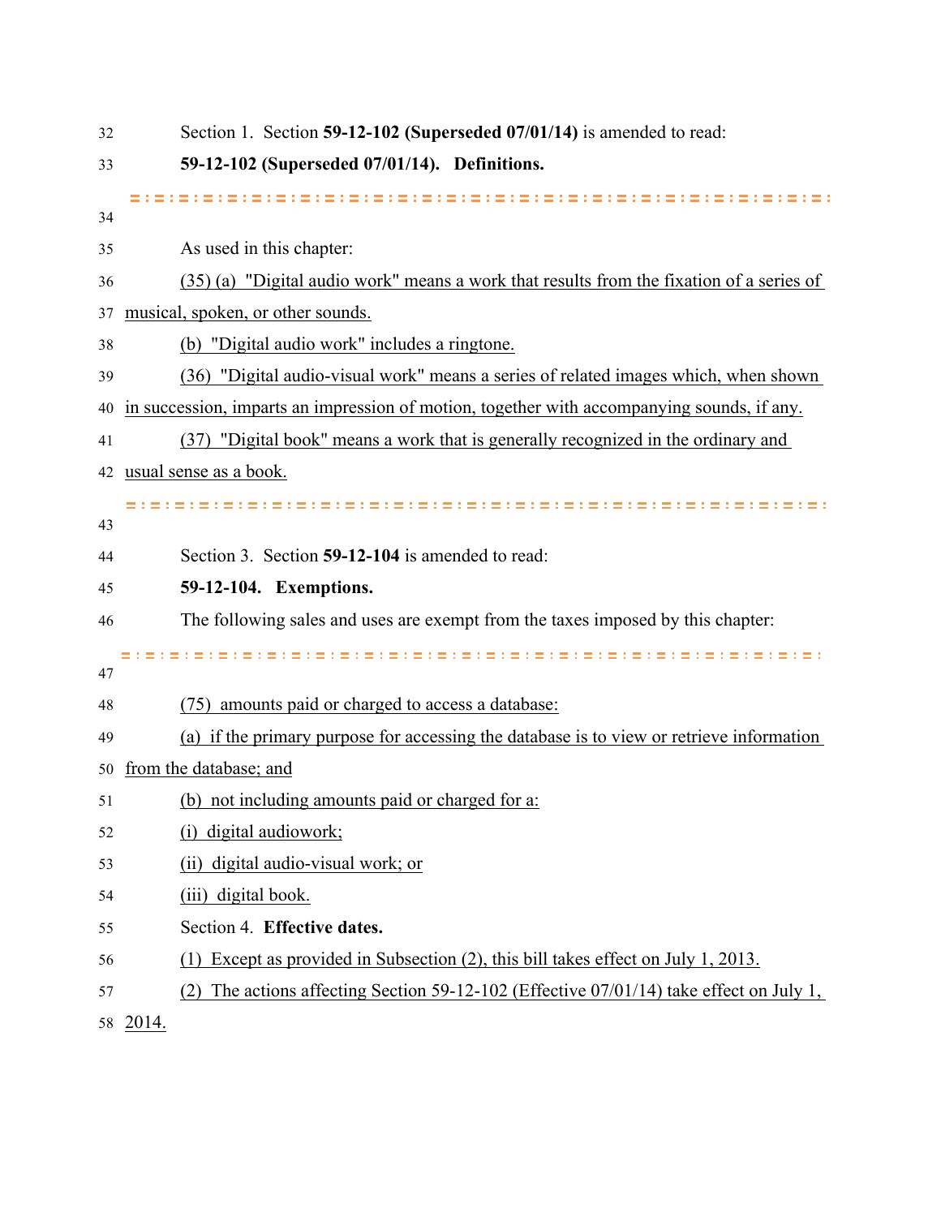Section 1. Section **59-12-102 (Superseded 07/01/14)** is amended to read:

**59-12-102 (Superseded 07/01/14). Definitions.**

As used in this chapter:

(35) (a) "Digital audio work" means a work that results from the fixation of a series of musical, spoken, or other sounds.

(b) "Digital audio work" includes a ringtone.

(36) "Digital audio-visual work" means a series of related images which, when shown in succession, imparts an impression of motion, together with accompanying sounds, if any.

(37) "Digital book" means a work that is generally recognized in the ordinary and usual sense as a book.

Section 3. Section **59-12-104** is amended to read:

**59-12-104. Exemptions.**

The following sales and uses are exempt from the taxes imposed by this chapter:

(75) amounts paid or charged to access a database:

(a) if the primary purpose for accessing the database is to view or retrieve information from the database; and

(b) not including amounts paid or charged for a:

(i) digital audiowork;

(ii) digital audio-visual work; or

(iii) digital book.

Section 4. **Effective dates.**

(1) Except as provided in Subsection (2), this bill takes effect on July 1, 2013.

(2) The actions affecting Section 59-12-102 (Effective 07/01/14) take effect on July 1, 2014.